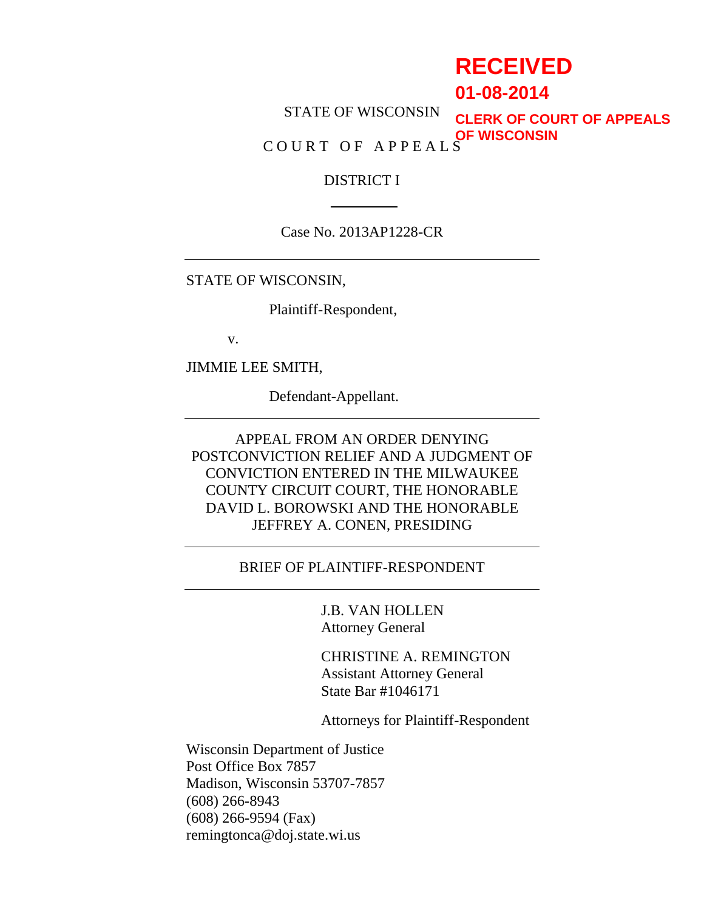**RECEIVED**

**01-08-2014**

**CLERK OF COURT OF APPEALS OF WISCONSIN**

STATE OF WISCONSIN

COURT OF APPEALS

DISTRICT I

---

Case No. 2013AP1228-CR

---

STATE OF WISCONSIN,

Plaintiff-Respondent,

v.

JIMMIE LEE SMITH,

Defendant-Appellant.

---

APPEAL FROM AN ORDER DENYING POSTCONVICTION RELIEF AND A JUDGMENT OF CONVICTION ENTERED IN THE MILWAUKEE COUNTY CIRCUIT COURT, THE HONORABLE DAVID L. BOROWSKI AND THE HONORABLE JEFFREY A. CONEN, PRESIDING

---

BRIEF OF PLAINTIFF-RESPONDENT

---

J.B. VAN HOLLEN
Attorney General

CHRISTINE A. REMINGTON
Assistant Attorney General
State Bar #1046171

Attorneys for Plaintiff-Respondent

Wisconsin Department of Justice
Post Office Box 7857
Madison, Wisconsin 53707-7857
(608) 266-8943
(608) 266-9594 (Fax)
remingtonca@doj.state.wi.us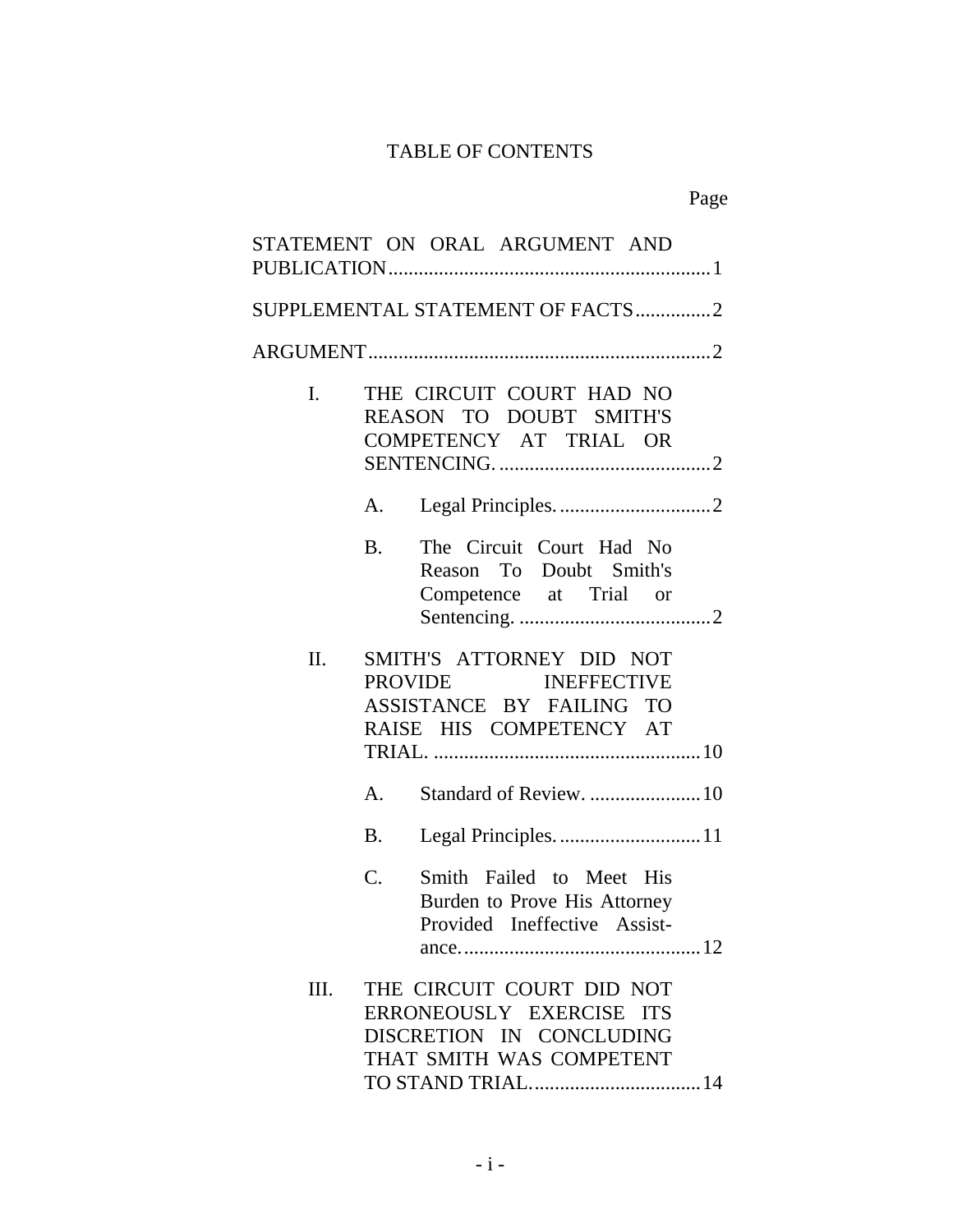# TABLE OF CONTENTS

Page

STATEMENT ON ORAL ARGUMENT AND PUBLICATION ............................................................... 1

SUPPLEMENTAL STATEMENT OF FACTS ............... 2

ARGUMENT ................................................................... 2

- I. THE CIRCUIT COURT HAD NO REASON TO DOUBT SMITH'S COMPETENCY AT TRIAL OR SENTENCING. .......................................... 2
  - A. Legal Principles. .............................. 2
  - B. The Circuit Court Had No Reason To Doubt Smith's Competence at Trial or Sentencing. ...................................... 2
- II. SMITH'S ATTORNEY DID NOT PROVIDE INEFFECTIVE ASSISTANCE BY FAILING TO RAISE HIS COMPETENCY AT TRIAL. ..................................................... 10
  - A. Standard of Review. ...................... 10
  - B. Legal Principles. ............................ 11
  - C. Smith Failed to Meet His Burden to Prove His Attorney Provided Ineffective Assistance. ............................................... 12
- III. THE CIRCUIT COURT DID NOT ERRONEOUSLY EXERCISE ITS DISCRETION IN CONCLUDING THAT SMITH WAS COMPETENT TO STAND TRIAL. ................................ 14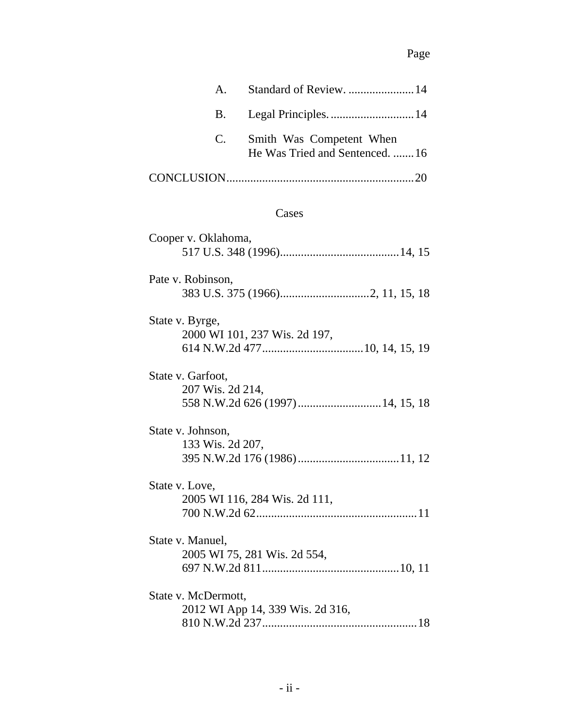Page

A. Standard of Review. ...................... 14

B. Legal Principles. ............................ 14

C. Smith Was Competent When He Was Tried and Sentenced. ....... 16

CONCLUSION............................................................... 20

## Cases

Cooper v. Oklahoma,
517 U.S. 348 (1996)........................................ 14, 15

Pate v. Robinson,
383 U.S. 375 (1966).............................. 2, 11, 15, 18

State v. Byrge,
2000 WI 101, 237 Wis. 2d 197,
614 N.W.2d 477.................................. 10, 14, 15, 19

State v. Garfoot,
207 Wis. 2d 214,
558 N.W.2d 626 (1997)............................ 14, 15, 18

State v. Johnson,
133 Wis. 2d 207,
395 N.W.2d 176 (1986).................................. 11, 12

State v. Love,
2005 WI 116, 284 Wis. 2d 111,
700 N.W.2d 62...................................................... 11

State v. Manuel,
2005 WI 75, 281 Wis. 2d 554,
697 N.W.2d 811.............................................. 10, 11

State v. McDermott,
2012 WI App 14, 339 Wis. 2d 316,
810 N.W.2d 237.................................................... 18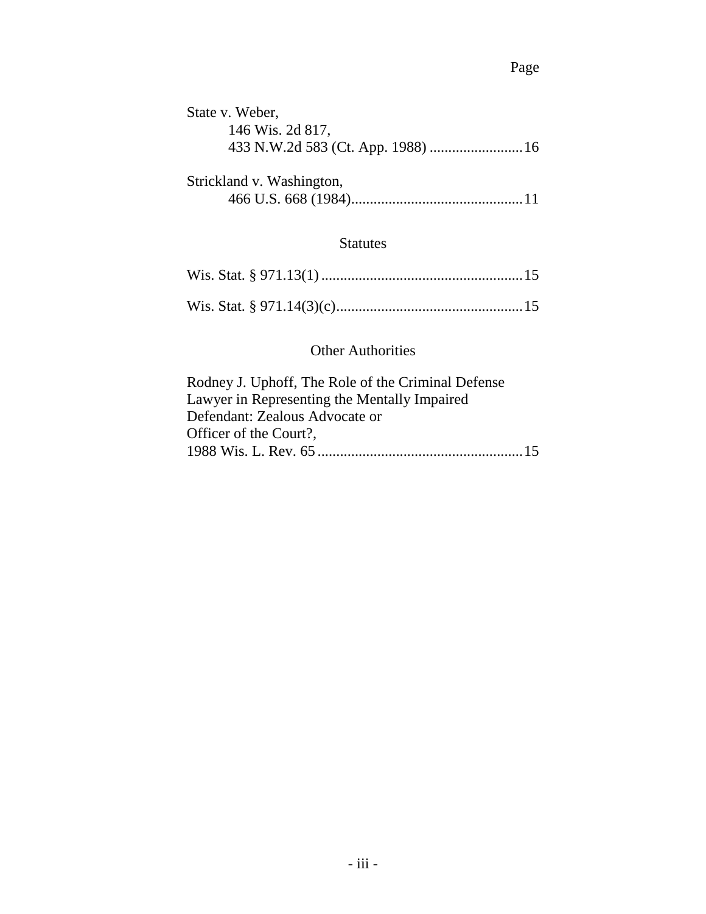Page

State v. Weber,
 146 Wis. 2d 817,
 433 N.W.2d 583 (Ct. App. 1988) .........................16

Strickland v. Washington,
 466 U.S. 668 (1984)..............................................11

## Statutes

Wis. Stat. § 971.13(1) ......................................................15

Wis. Stat. § 971.14(3)(c)..................................................15

## Other Authorities

Rodney J. Uphoff, The Role of the Criminal Defense
Lawyer in Representing the Mentally Impaired
Defendant: Zealous Advocate or
Officer of the Court?,
1988 Wis. L. Rev. 65 .......................................................15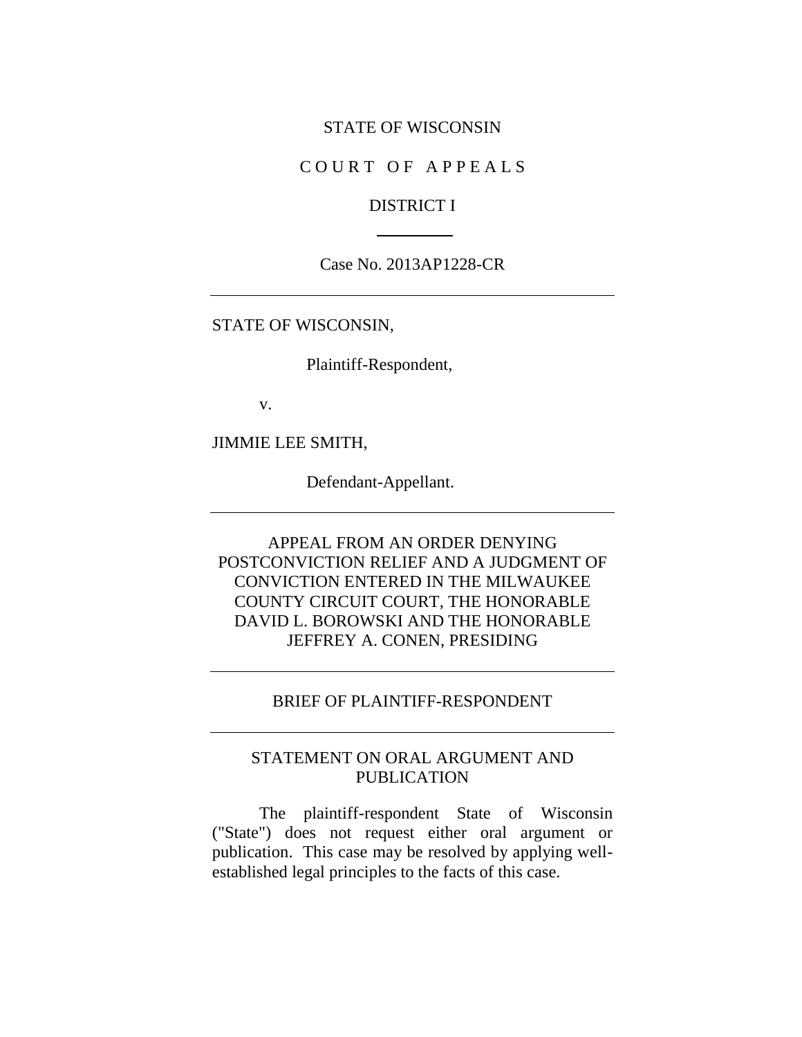STATE OF WISCONSIN

C O U R T  O F  A P P E A L S

DISTRICT I

---

Case No. 2013AP1228-CR

---

STATE OF WISCONSIN,

Plaintiff-Respondent,

v.

JIMMIE LEE SMITH,

Defendant-Appellant.

---

APPEAL FROM AN ORDER DENYING POSTCONVICTION RELIEF AND A JUDGMENT OF CONVICTION ENTERED IN THE MILWAUKEE COUNTY CIRCUIT COURT, THE HONORABLE DAVID L. BOROWSKI AND THE HONORABLE JEFFREY A. CONEN, PRESIDING

---

BRIEF OF PLAINTIFF-RESPONDENT

---

## STATEMENT ON ORAL ARGUMENT AND PUBLICATION

The plaintiff-respondent State of Wisconsin ("State") does not request either oral argument or publication. This case may be resolved by applying well-established legal principles to the facts of this case.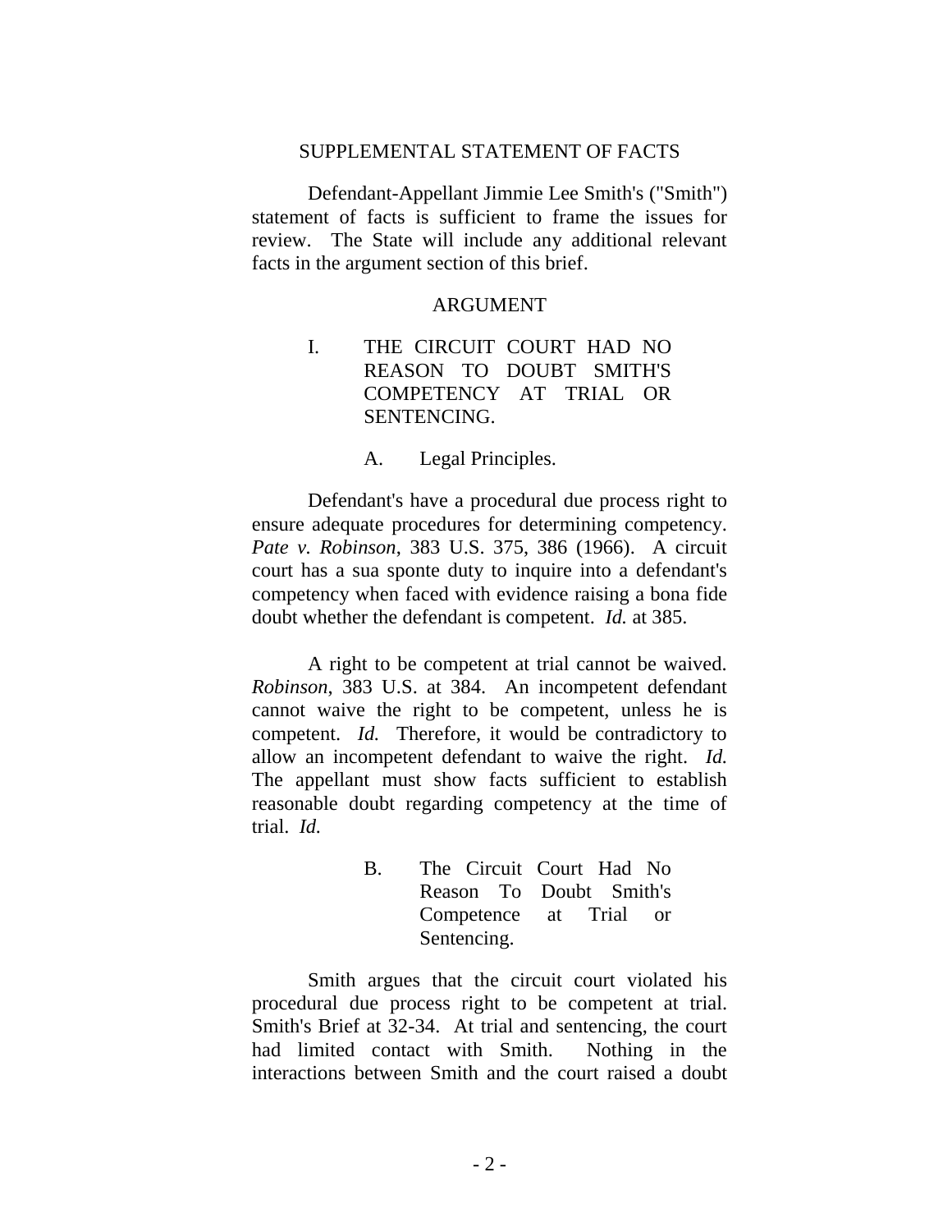## SUPPLEMENTAL STATEMENT OF FACTS

Defendant-Appellant Jimmie Lee Smith's ("Smith") statement of facts is sufficient to frame the issues for review. The State will include any additional relevant facts in the argument section of this brief.

## ARGUMENT

### I. THE CIRCUIT COURT HAD NO REASON TO DOUBT SMITH'S COMPETENCY AT TRIAL OR SENTENCING.

#### A. Legal Principles.

Defendant's have a procedural due process right to ensure adequate procedures for determining competency. *Pate v. Robinson*, 383 U.S. 375, 386 (1966). A circuit court has a sua sponte duty to inquire into a defendant's competency when faced with evidence raising a bona fide doubt whether the defendant is competent. *Id.* at 385.

A right to be competent at trial cannot be waived. *Robinson*, 383 U.S. at 384. An incompetent defendant cannot waive the right to be competent, unless he is competent. *Id.* Therefore, it would be contradictory to allow an incompetent defendant to waive the right. *Id.* The appellant must show facts sufficient to establish reasonable doubt regarding competency at the time of trial. *Id.*

#### B. The Circuit Court Had No Reason To Doubt Smith's Competence at Trial or Sentencing.

Smith argues that the circuit court violated his procedural due process right to be competent at trial. Smith's Brief at 32-34. At trial and sentencing, the court had limited contact with Smith. Nothing in the interactions between Smith and the court raised a doubt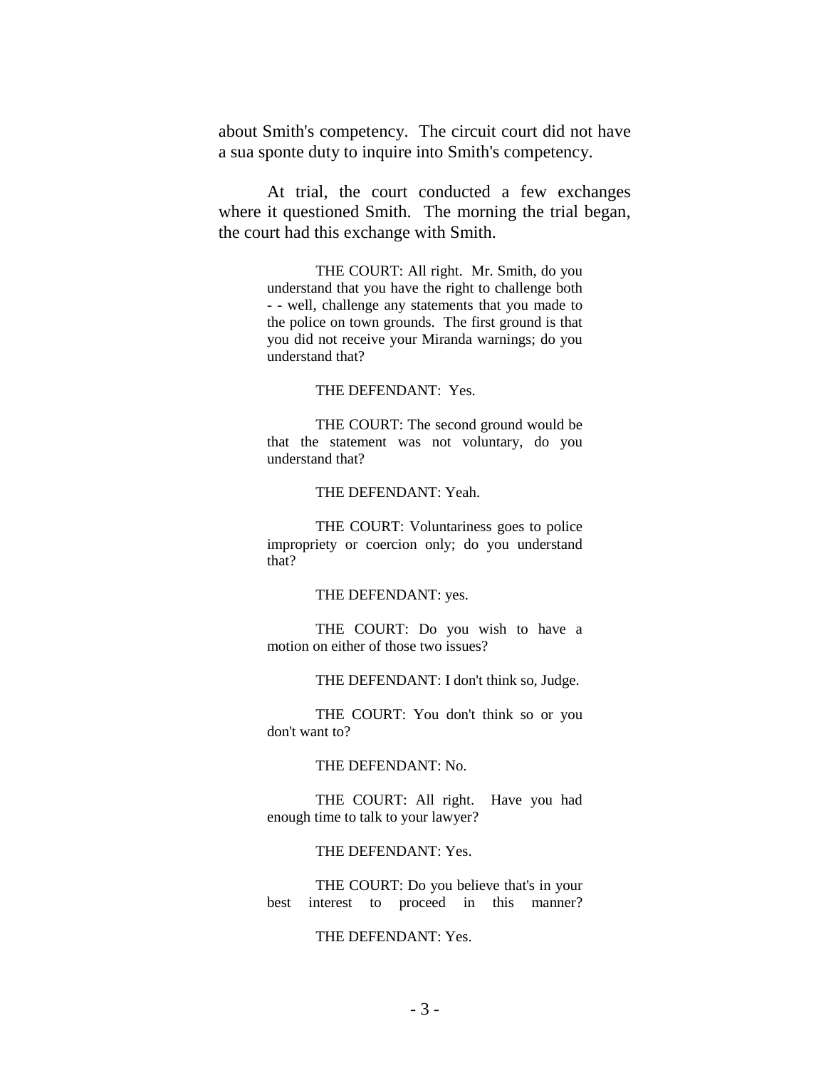about Smith's competency. The circuit court did not have a sua sponte duty to inquire into Smith's competency.

At trial, the court conducted a few exchanges where it questioned Smith. The morning the trial began, the court had this exchange with Smith.

> THE COURT: All right. Mr. Smith, do you understand that you have the right to challenge both - - well, challenge any statements that you made to the police on town grounds. The first ground is that you did not receive your Miranda warnings; do you understand that?
>
> THE DEFENDANT: Yes.
>
> THE COURT: The second ground would be that the statement was not voluntary, do you understand that?
>
> THE DEFENDANT: Yeah.
>
> THE COURT: Voluntariness goes to police impropriety or coercion only; do you understand that?
>
> THE DEFENDANT: yes.
>
> THE COURT: Do you wish to have a motion on either of those two issues?
>
> THE DEFENDANT: I don't think so, Judge.
>
> THE COURT: You don't think so or you don't want to?
>
> THE DEFENDANT: No.
>
> THE COURT: All right. Have you had enough time to talk to your lawyer?
>
> THE DEFENDANT: Yes.
>
> THE COURT: Do you believe that's in your best interest to proceed in this manner?
>
> THE DEFENDANT: Yes.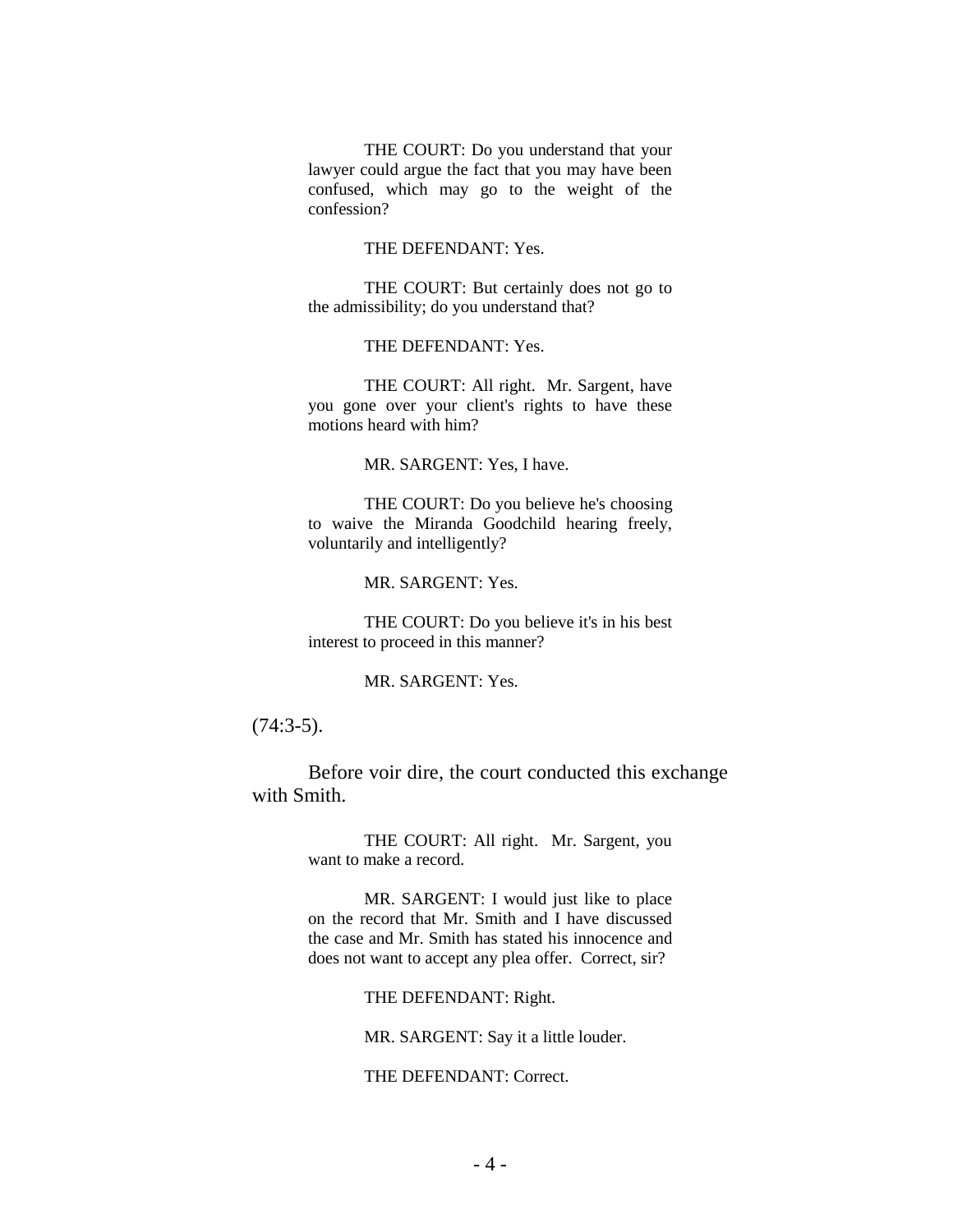> THE COURT: Do you understand that your lawyer could argue the fact that you may have been confused, which may go to the weight of the confession?
>
> THE DEFENDANT: Yes.
>
> THE COURT: But certainly does not go to the admissibility; do you understand that?
>
> THE DEFENDANT: Yes.
>
> THE COURT: All right. Mr. Sargent, have you gone over your client's rights to have these motions heard with him?
>
> MR. SARGENT: Yes, I have.
>
> THE COURT: Do you believe he's choosing to waive the Miranda Goodchild hearing freely, voluntarily and intelligently?
>
> MR. SARGENT: Yes.
>
> THE COURT: Do you believe it's in his best interest to proceed in this manner?
>
> MR. SARGENT: Yes.

(74:3-5).

Before voir dire, the court conducted this exchange with Smith.

> THE COURT: All right. Mr. Sargent, you want to make a record.
>
> MR. SARGENT: I would just like to place on the record that Mr. Smith and I have discussed the case and Mr. Smith has stated his innocence and does not want to accept any plea offer. Correct, sir?
>
> THE DEFENDANT: Right.
>
> MR. SARGENT: Say it a little louder.
>
> THE DEFENDANT: Correct.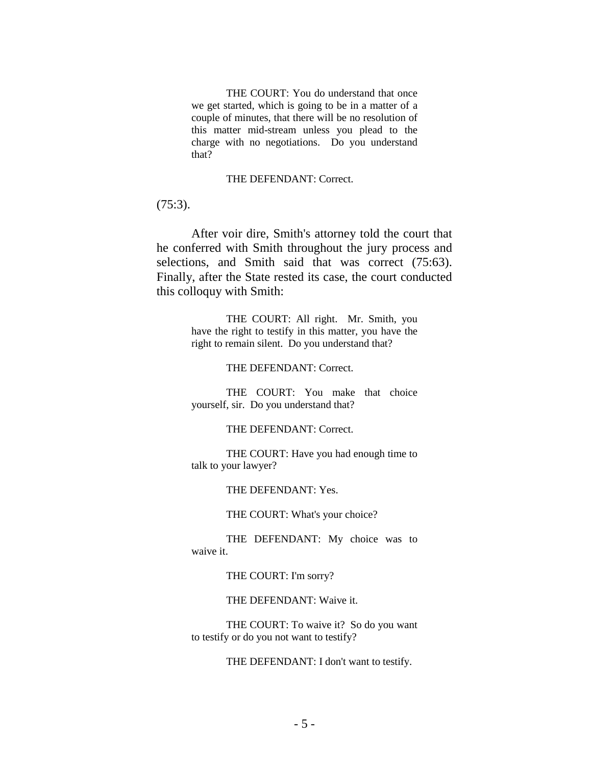> THE COURT: You do understand that once we get started, which is going to be in a matter of a couple of minutes, that there will be no resolution of this matter mid-stream unless you plead to the charge with no negotiations. Do you understand that?
>
> THE DEFENDANT: Correct.

(75:3).

After voir dire, Smith's attorney told the court that he conferred with Smith throughout the jury process and selections, and Smith said that was correct (75:63). Finally, after the State rested its case, the court conducted this colloquy with Smith:

> THE COURT: All right. Mr. Smith, you have the right to testify in this matter, you have the right to remain silent. Do you understand that?
>
> THE DEFENDANT: Correct.
>
> THE COURT: You make that choice yourself, sir. Do you understand that?
>
> THE DEFENDANT: Correct.
>
> THE COURT: Have you had enough time to talk to your lawyer?
>
> THE DEFENDANT: Yes.
>
> THE COURT: What's your choice?
>
> THE DEFENDANT: My choice was to waive it.
>
> THE COURT: I'm sorry?
>
> THE DEFENDANT: Waive it.
>
> THE COURT: To waive it? So do you want to testify or do you not want to testify?
>
> THE DEFENDANT: I don't want to testify.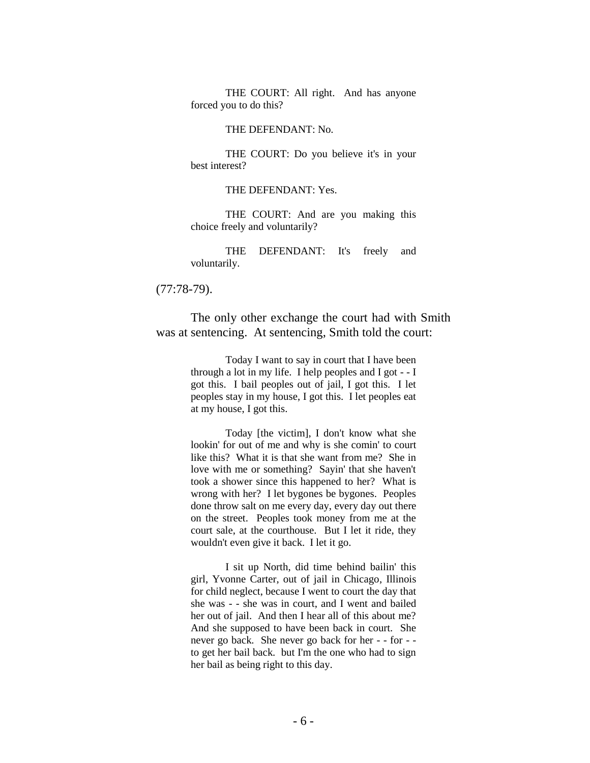> THE COURT: All right. And has anyone forced you to do this?
>
> THE DEFENDANT: No.
>
> THE COURT: Do you believe it's in your best interest?
>
> THE DEFENDANT: Yes.
>
> THE COURT: And are you making this choice freely and voluntarily?
>
> THE DEFENDANT: It's freely and voluntarily.

(77:78-79).

The only other exchange the court had with Smith was at sentencing. At sentencing, Smith told the court:

> Today I want to say in court that I have been through a lot in my life. I help peoples and I got - - I got this. I bail peoples out of jail, I got this. I let peoples stay in my house, I got this. I let peoples eat at my house, I got this.
>
> Today [the victim], I don't know what she lookin' for out of me and why is she comin' to court like this? What it is that she want from me? She in love with me or something? Sayin' that she haven't took a shower since this happened to her? What is wrong with her? I let bygones be bygones. Peoples done throw salt on me every day, every day out there on the street. Peoples took money from me at the court sale, at the courthouse. But I let it ride, they wouldn't even give it back. I let it go.
>
> I sit up North, did time behind bailin' this girl, Yvonne Carter, out of jail in Chicago, Illinois for child neglect, because I went to court the day that she was - - she was in court, and I went and bailed her out of jail. And then I hear all of this about me? And she supposed to have been back in court. She never go back. She never go back for her - - for - - to get her bail back. but I'm the one who had to sign her bail as being right to this day.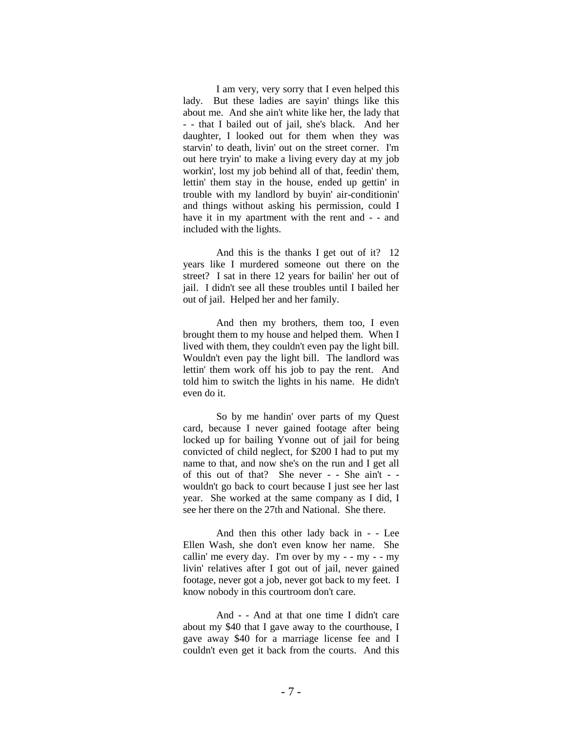I am very, very sorry that I even helped this lady. But these ladies are sayin' things like this about me. And she ain't white like her, the lady that - - that I bailed out of jail, she's black. And her daughter, I looked out for them when they was starvin' to death, livin' out on the street corner. I'm out here tryin' to make a living every day at my job workin', lost my job behind all of that, feedin' them, lettin' them stay in the house, ended up gettin' in trouble with my landlord by buyin' air-conditionin' and things without asking his permission, could I have it in my apartment with the rent and - - and included with the lights.

And this is the thanks I get out of it? 12 years like I murdered someone out there on the street? I sat in there 12 years for bailin' her out of jail. I didn't see all these troubles until I bailed her out of jail. Helped her and her family.

And then my brothers, them too, I even brought them to my house and helped them. When I lived with them, they couldn't even pay the light bill. Wouldn't even pay the light bill. The landlord was lettin' them work off his job to pay the rent. And told him to switch the lights in his name. He didn't even do it.

So by me handin' over parts of my Quest card, because I never gained footage after being locked up for bailing Yvonne out of jail for being convicted of child neglect, for $200 I had to put my name to that, and now she's on the run and I get all of this out of that? She never - - She ain't - - wouldn't go back to court because I just see her last year. She worked at the same company as I did, I see her there on the 27th and National. She there.

And then this other lady back in - - Lee Ellen Wash, she don't even know her name. She callin' me every day. I'm over by my - - my - - my livin' relatives after I got out of jail, never gained footage, never got a job, never got back to my feet. I know nobody in this courtroom don't care.

And - - And at that one time I didn't care about my $40 that I gave away to the courthouse, I gave away $40 for a marriage license fee and I couldn't even get it back from the courts. And this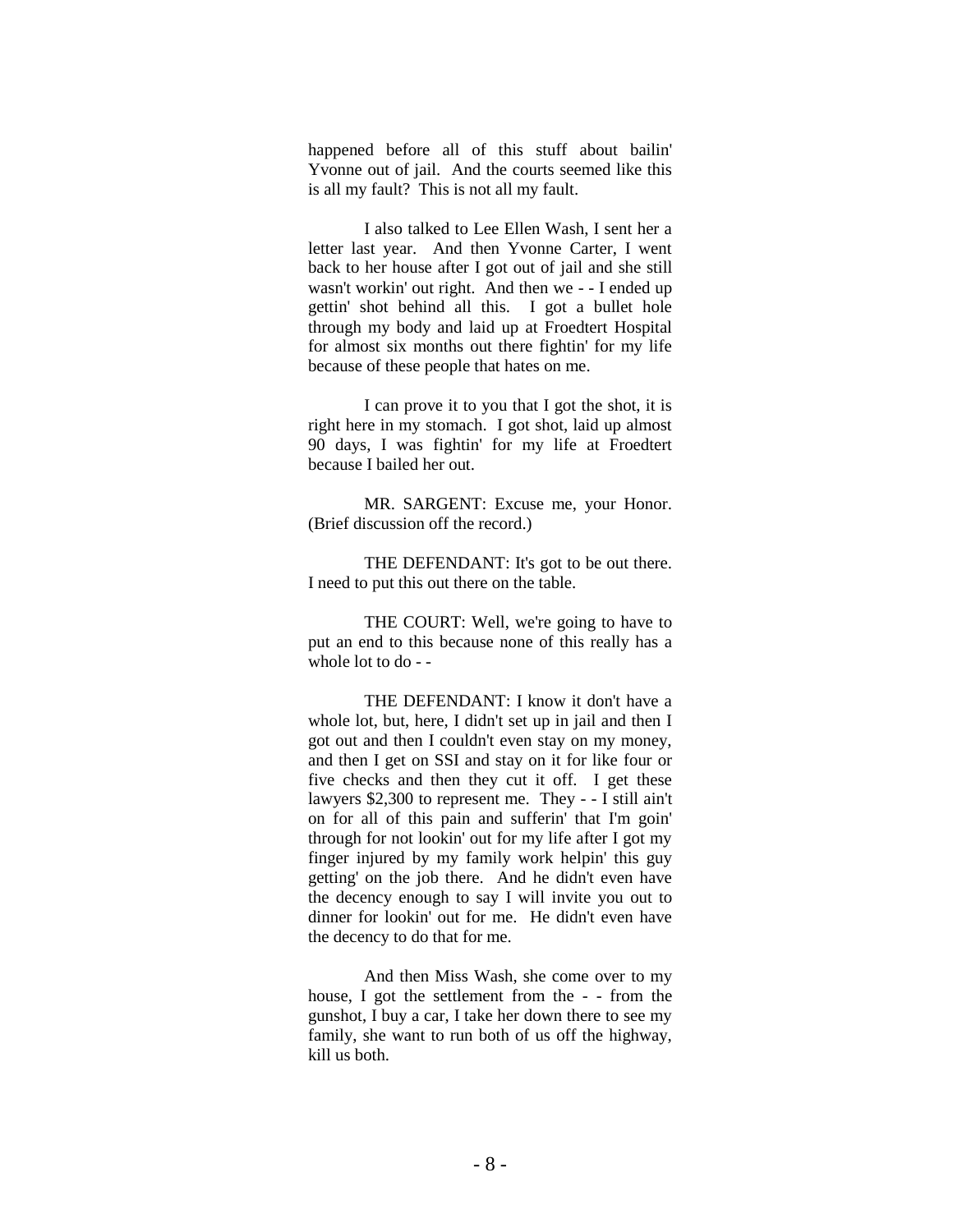happened before all of this stuff about bailin' Yvonne out of jail. And the courts seemed like this is all my fault? This is not all my fault.

I also talked to Lee Ellen Wash, I sent her a letter last year. And then Yvonne Carter, I went back to her house after I got out of jail and she still wasn't workin' out right. And then we - - I ended up gettin' shot behind all this. I got a bullet hole through my body and laid up at Froedtert Hospital for almost six months out there fightin' for my life because of these people that hates on me.

I can prove it to you that I got the shot, it is right here in my stomach. I got shot, laid up almost 90 days, I was fightin' for my life at Froedtert because I bailed her out.

MR. SARGENT: Excuse me, your Honor. (Brief discussion off the record.)

THE DEFENDANT: It's got to be out there. I need to put this out there on the table.

THE COURT: Well, we're going to have to put an end to this because none of this really has a whole lot to do - -

THE DEFENDANT: I know it don't have a whole lot, but, here, I didn't set up in jail and then I got out and then I couldn't even stay on my money, and then I get on SSI and stay on it for like four or five checks and then they cut it off. I get these lawyers $2,300 to represent me. They - - I still ain't on for all of this pain and sufferin' that I'm goin' through for not lookin' out for my life after I got my finger injured by my family work helpin' this guy getting' on the job there. And he didn't even have the decency enough to say I will invite you out to dinner for lookin' out for me. He didn't even have the decency to do that for me.

And then Miss Wash, she come over to my house, I got the settlement from the - - from the gunshot, I buy a car, I take her down there to see my family, she want to run both of us off the highway, kill us both.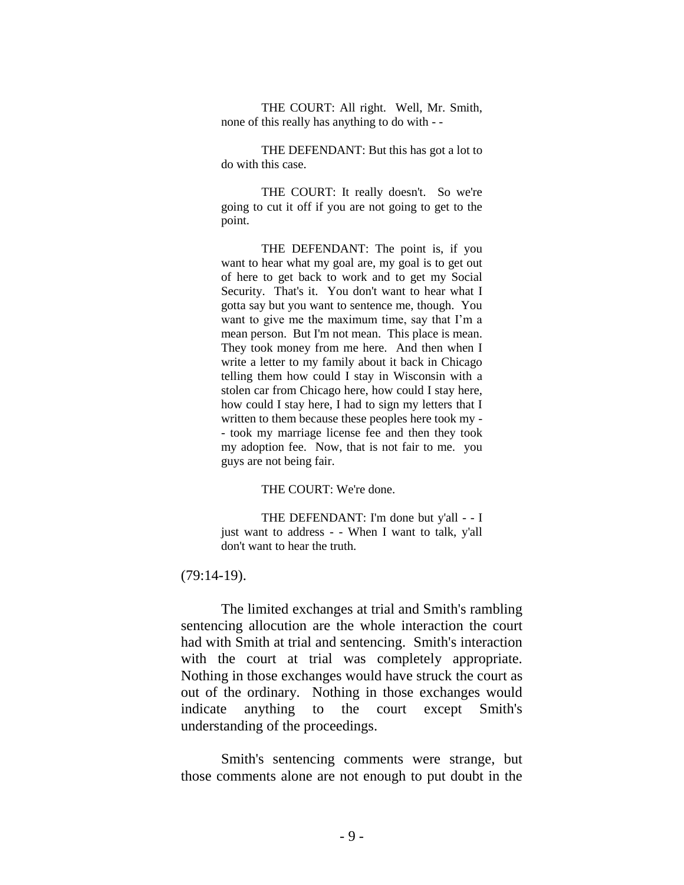> THE COURT: All right. Well, Mr. Smith, none of this really has anything to do with - -
>
> THE DEFENDANT: But this has got a lot to do with this case.
>
> THE COURT: It really doesn't. So we're going to cut it off if you are not going to get to the point.
>
> THE DEFENDANT: The point is, if you want to hear what my goal are, my goal is to get out of here to get back to work and to get my Social Security. That's it. You don't want to hear what I gotta say but you want to sentence me, though. You want to give me the maximum time, say that I'm a mean person. But I'm not mean. This place is mean. They took money from me here. And then when I write a letter to my family about it back in Chicago telling them how could I stay in Wisconsin with a stolen car from Chicago here, how could I stay here, how could I stay here, I had to sign my letters that I written to them because these peoples here took my - - took my marriage license fee and then they took my adoption fee. Now, that is not fair to me. you guys are not being fair.
>
> THE COURT: We're done.
>
> THE DEFENDANT: I'm done but y'all - - I just want to address - - When I want to talk, y'all don't want to hear the truth.

(79:14-19).

The limited exchanges at trial and Smith's rambling sentencing allocution are the whole interaction the court had with Smith at trial and sentencing. Smith's interaction with the court at trial was completely appropriate. Nothing in those exchanges would have struck the court as out of the ordinary. Nothing in those exchanges would indicate anything to the court except Smith's understanding of the proceedings.

Smith's sentencing comments were strange, but those comments alone are not enough to put doubt in the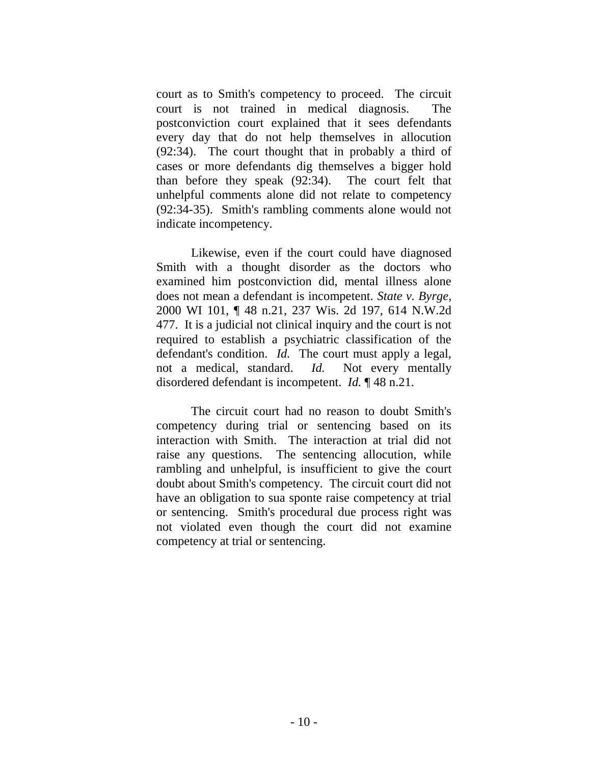court as to Smith's competency to proceed. The circuit court is not trained in medical diagnosis. The postconviction court explained that it sees defendants every day that do not help themselves in allocution (92:34). The court thought that in probably a third of cases or more defendants dig themselves a bigger hold than before they speak (92:34). The court felt that unhelpful comments alone did not relate to competency (92:34-35). Smith's rambling comments alone would not indicate incompetency.

Likewise, even if the court could have diagnosed Smith with a thought disorder as the doctors who examined him postconviction did, mental illness alone does not mean a defendant is incompetent. *State v. Byrge*, 2000 WI 101, ¶ 48 n.21, 237 Wis. 2d 197, 614 N.W.2d 477. It is a judicial not clinical inquiry and the court is not required to establish a psychiatric classification of the defendant's condition. *Id.* The court must apply a legal, not a medical, standard. *Id.* Not every mentally disordered defendant is incompetent. *Id.* ¶ 48 n.21.

The circuit court had no reason to doubt Smith's competency during trial or sentencing based on its interaction with Smith. The interaction at trial did not raise any questions. The sentencing allocution, while rambling and unhelpful, is insufficient to give the court doubt about Smith's competency. The circuit court did not have an obligation to sua sponte raise competency at trial or sentencing. Smith's procedural due process right was not violated even though the court did not examine competency at trial or sentencing.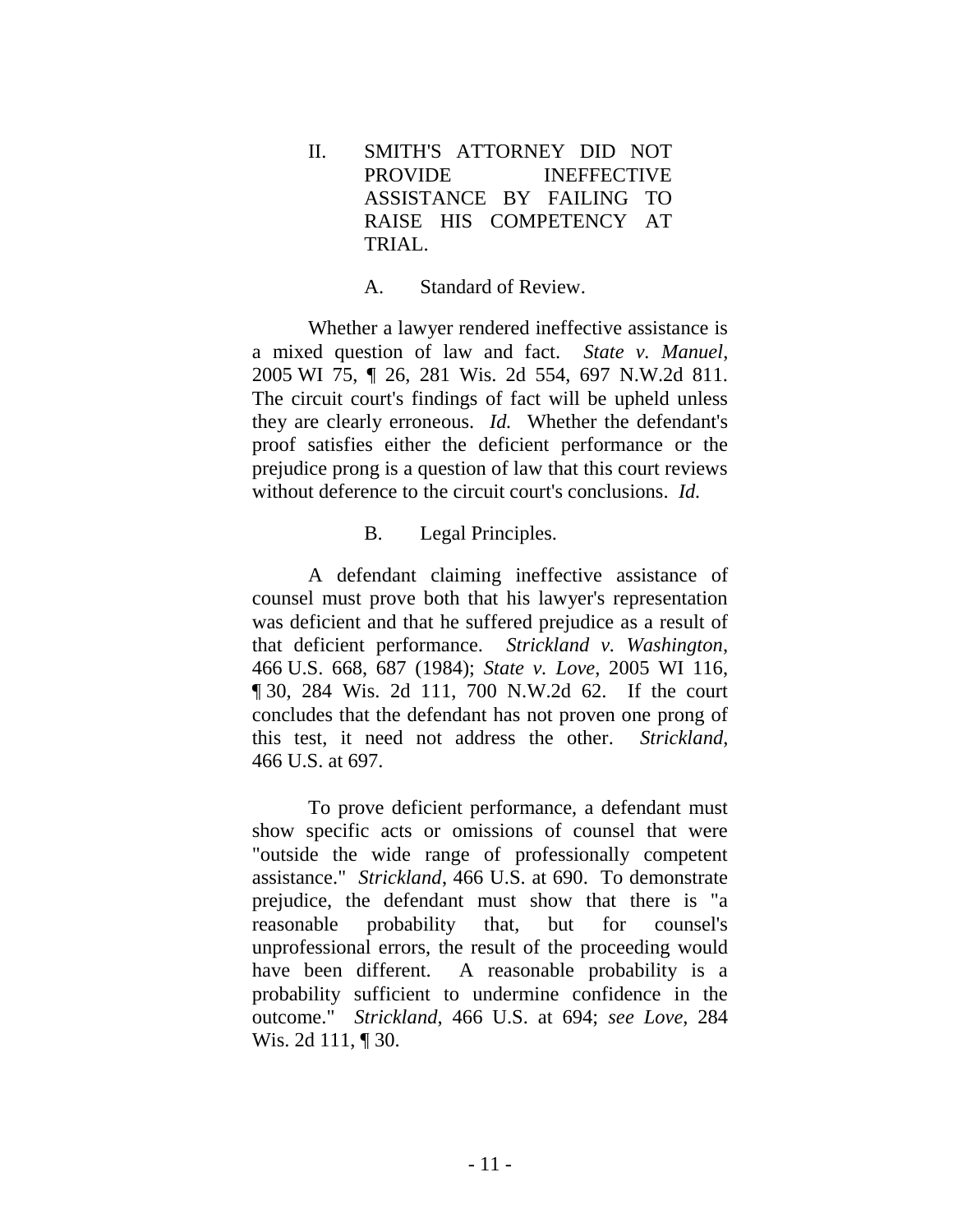## II. SMITH'S ATTORNEY DID NOT PROVIDE INEFFECTIVE ASSISTANCE BY FAILING TO RAISE HIS COMPETENCY AT TRIAL.

### A. Standard of Review.

Whether a lawyer rendered ineffective assistance is a mixed question of law and fact. *State v. Manuel*, 2005 WI 75, ¶ 26, 281 Wis. 2d 554, 697 N.W.2d 811. The circuit court's findings of fact will be upheld unless they are clearly erroneous. *Id.* Whether the defendant's proof satisfies either the deficient performance or the prejudice prong is a question of law that this court reviews without deference to the circuit court's conclusions. *Id.*

### B. Legal Principles.

A defendant claiming ineffective assistance of counsel must prove both that his lawyer's representation was deficient and that he suffered prejudice as a result of that deficient performance. *Strickland v. Washington*, 466 U.S. 668, 687 (1984); *State v. Love*, 2005 WI 116, ¶ 30, 284 Wis. 2d 111, 700 N.W.2d 62. If the court concludes that the defendant has not proven one prong of this test, it need not address the other. *Strickland*, 466 U.S. at 697.

To prove deficient performance, a defendant must show specific acts or omissions of counsel that were "outside the wide range of professionally competent assistance." *Strickland*, 466 U.S. at 690. To demonstrate prejudice, the defendant must show that there is "a reasonable probability that, but for counsel's unprofessional errors, the result of the proceeding would have been different. A reasonable probability is a probability sufficient to undermine confidence in the outcome." *Strickland*, 466 U.S. at 694; *see Love*, 284 Wis. 2d 111, ¶ 30.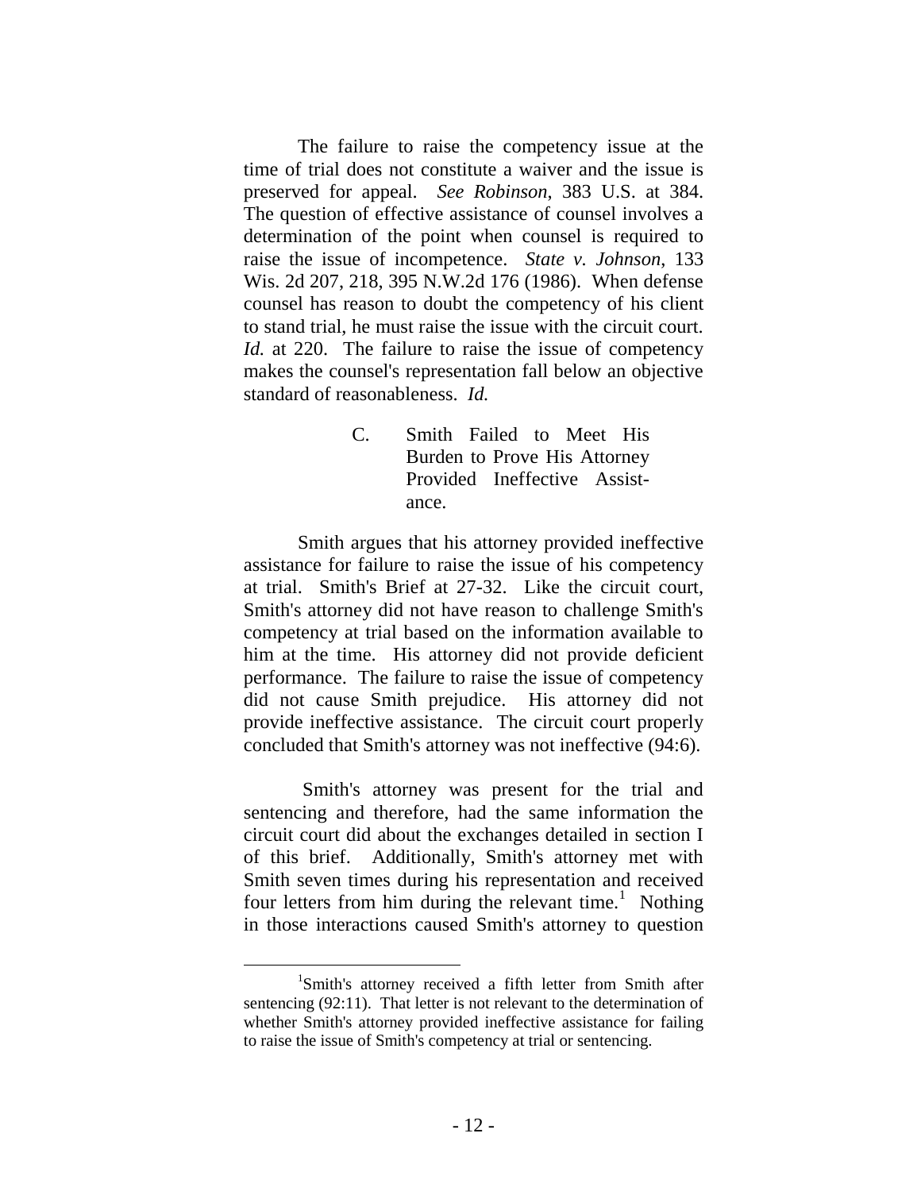The failure to raise the competency issue at the time of trial does not constitute a waiver and the issue is preserved for appeal. *See Robinson*, 383 U.S. at 384. The question of effective assistance of counsel involves a determination of the point when counsel is required to raise the issue of incompetence. *State v. Johnson*, 133 Wis. 2d 207, 218, 395 N.W.2d 176 (1986). When defense counsel has reason to doubt the competency of his client to stand trial, he must raise the issue with the circuit court. *Id.* at 220. The failure to raise the issue of competency makes the counsel's representation fall below an objective standard of reasonableness. *Id.*

### C. Smith Failed to Meet His Burden to Prove His Attorney Provided Ineffective Assistance.

Smith argues that his attorney provided ineffective assistance for failure to raise the issue of his competency at trial. Smith's Brief at 27-32. Like the circuit court, Smith's attorney did not have reason to challenge Smith's competency at trial based on the information available to him at the time. His attorney did not provide deficient performance. The failure to raise the issue of competency did not cause Smith prejudice. His attorney did not provide ineffective assistance. The circuit court properly concluded that Smith's attorney was not ineffective (94:6).

Smith's attorney was present for the trial and sentencing and therefore, had the same information the circuit court did about the exchanges detailed in section I of this brief. Additionally, Smith's attorney met with Smith seven times during his representation and received four letters from him during the relevant time.[1] Nothing in those interactions caused Smith's attorney to question

[1] Smith's attorney received a fifth letter from Smith after sentencing (92:11). That letter is not relevant to the determination of whether Smith's attorney provided ineffective assistance for failing to raise the issue of Smith's competency at trial or sentencing.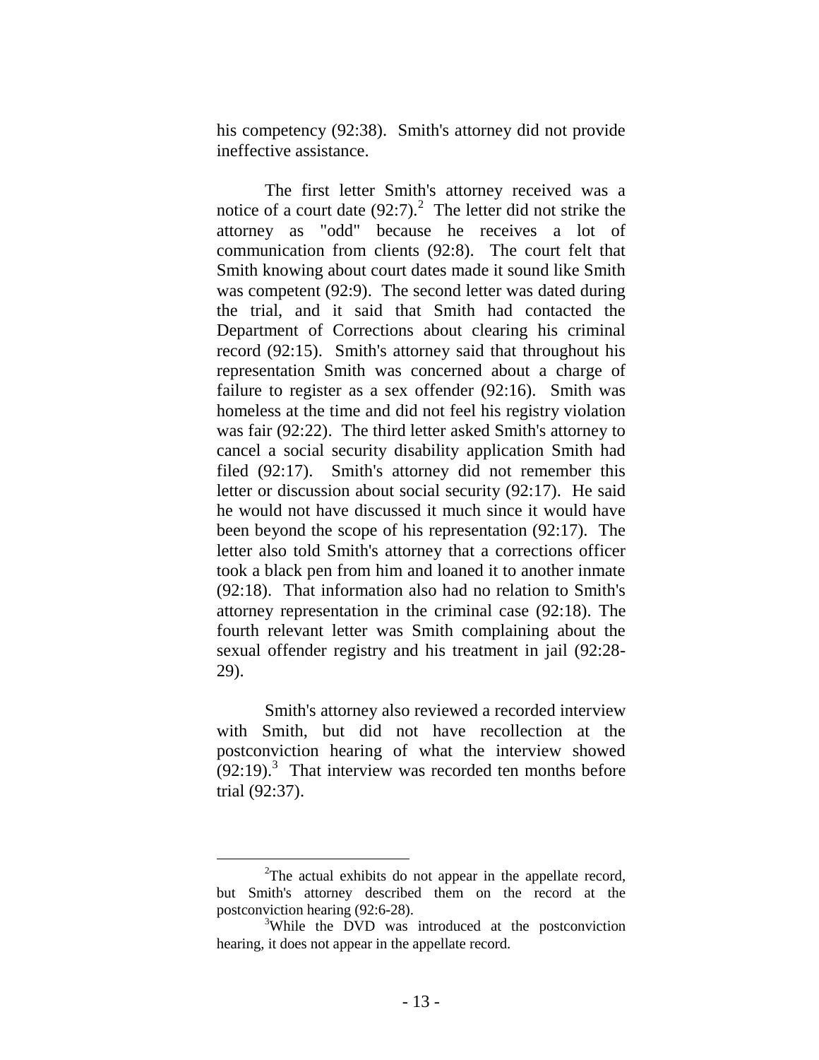his competency (92:38). Smith's attorney did not provide ineffective assistance.

The first letter Smith's attorney received was a notice of a court date (92:7).[2] The letter did not strike the attorney as "odd" because he receives a lot of communication from clients (92:8). The court felt that Smith knowing about court dates made it sound like Smith was competent (92:9). The second letter was dated during the trial, and it said that Smith had contacted the Department of Corrections about clearing his criminal record (92:15). Smith's attorney said that throughout his representation Smith was concerned about a charge of failure to register as a sex offender (92:16). Smith was homeless at the time and did not feel his registry violation was fair (92:22). The third letter asked Smith's attorney to cancel a social security disability application Smith had filed (92:17). Smith's attorney did not remember this letter or discussion about social security (92:17). He said he would not have discussed it much since it would have been beyond the scope of his representation (92:17). The letter also told Smith's attorney that a corrections officer took a black pen from him and loaned it to another inmate (92:18). That information also had no relation to Smith's attorney representation in the criminal case (92:18). The fourth relevant letter was Smith complaining about the sexual offender registry and his treatment in jail (92:28-29).

Smith's attorney also reviewed a recorded interview with Smith, but did not have recollection at the postconviction hearing of what the interview showed (92:19).[3] That interview was recorded ten months before trial (92:37).

---

[2]The actual exhibits do not appear in the appellate record, but Smith's attorney described them on the record at the postconviction hearing (92:6-28).

[3]While the DVD was introduced at the postconviction hearing, it does not appear in the appellate record.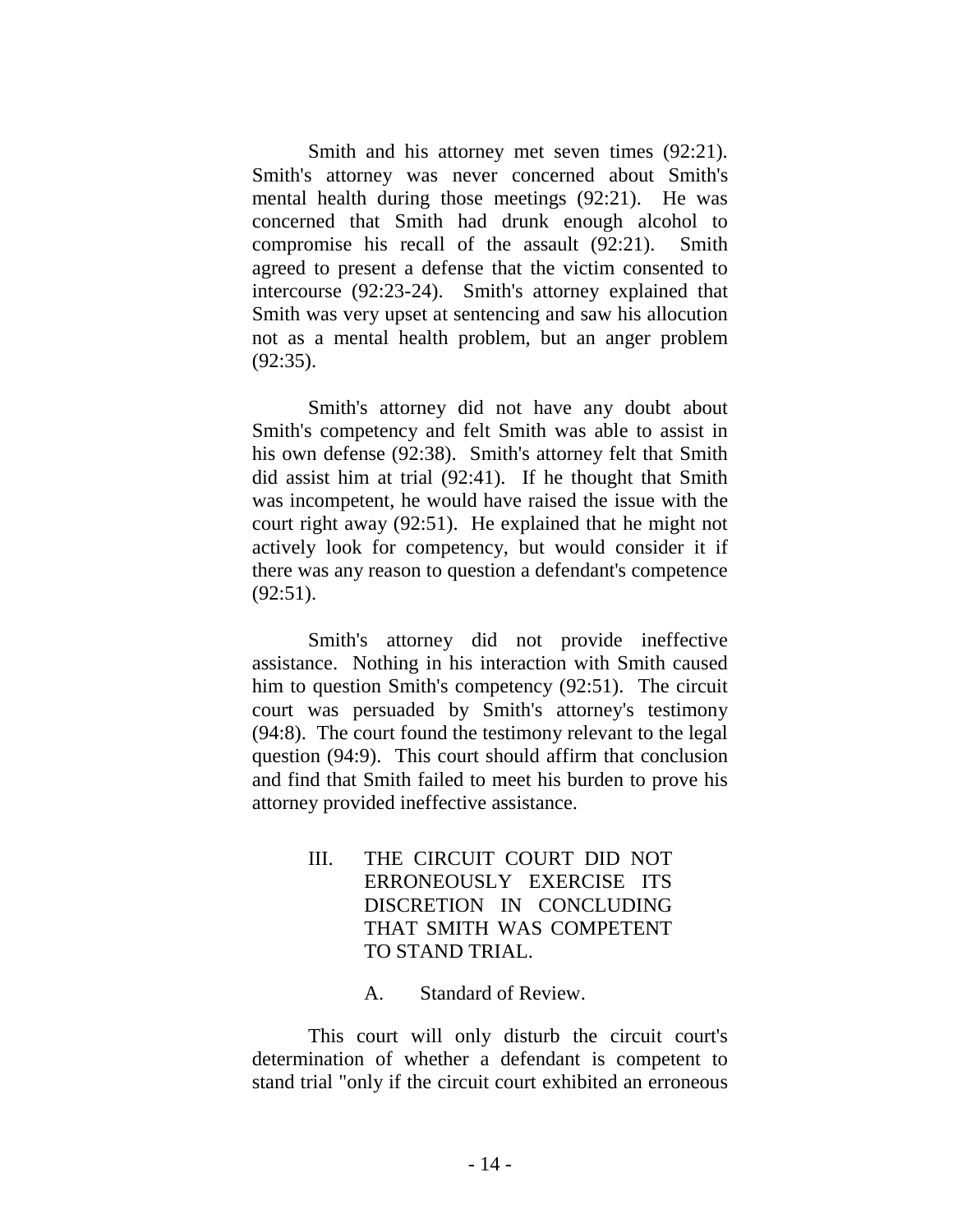Smith and his attorney met seven times (92:21). Smith's attorney was never concerned about Smith's mental health during those meetings (92:21). He was concerned that Smith had drunk enough alcohol to compromise his recall of the assault (92:21). Smith agreed to present a defense that the victim consented to intercourse (92:23-24). Smith's attorney explained that Smith was very upset at sentencing and saw his allocution not as a mental health problem, but an anger problem (92:35).

Smith's attorney did not have any doubt about Smith's competency and felt Smith was able to assist in his own defense (92:38). Smith's attorney felt that Smith did assist him at trial (92:41). If he thought that Smith was incompetent, he would have raised the issue with the court right away (92:51). He explained that he might not actively look for competency, but would consider it if there was any reason to question a defendant's competence (92:51).

Smith's attorney did not provide ineffective assistance. Nothing in his interaction with Smith caused him to question Smith's competency (92:51). The circuit court was persuaded by Smith's attorney's testimony (94:8). The court found the testimony relevant to the legal question (94:9). This court should affirm that conclusion and find that Smith failed to meet his burden to prove his attorney provided ineffective assistance.

## III. THE CIRCUIT COURT DID NOT ERRONEOUSLY EXERCISE ITS DISCRETION IN CONCLUDING THAT SMITH WAS COMPETENT TO STAND TRIAL.

### A. Standard of Review.

This court will only disturb the circuit court's determination of whether a defendant is competent to stand trial "only if the circuit court exhibited an erroneous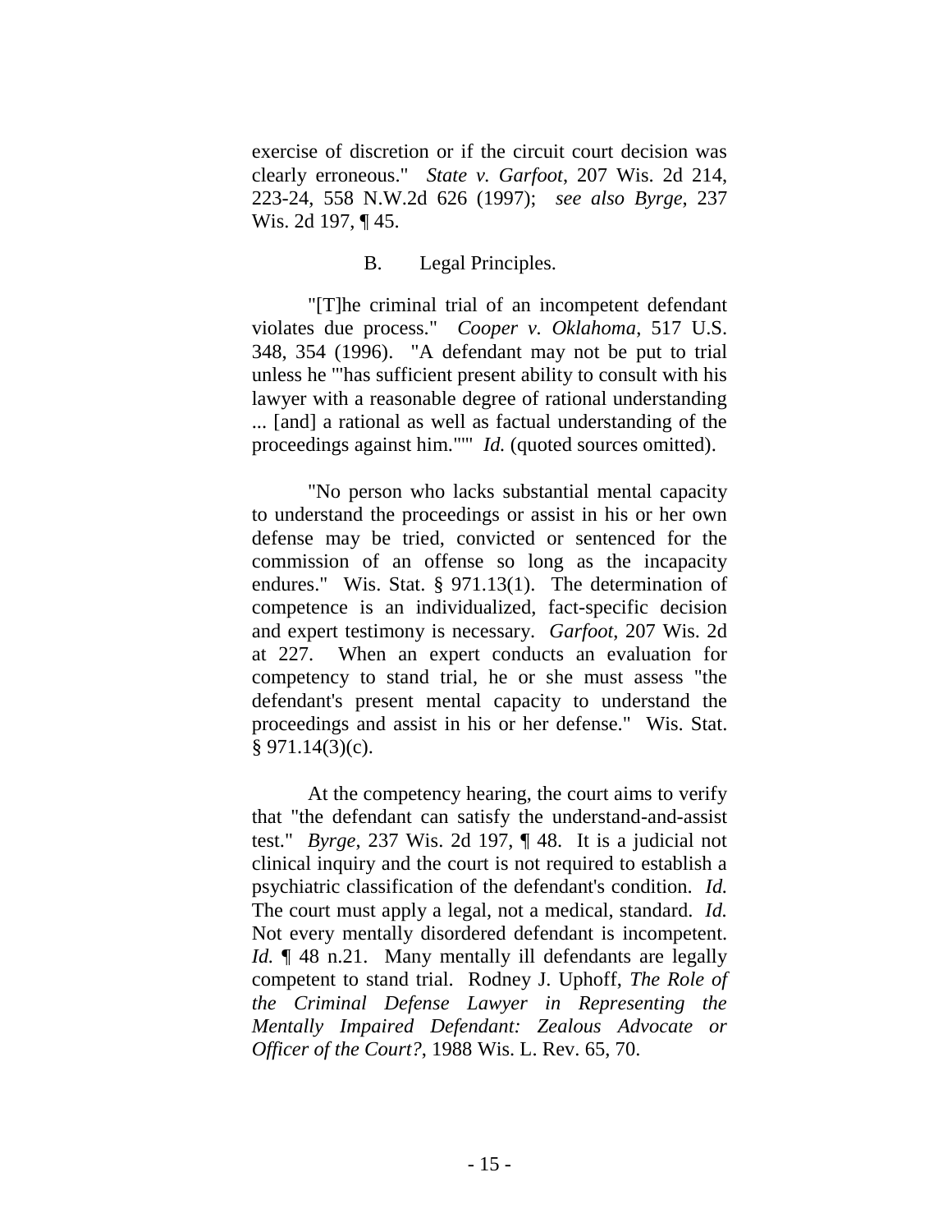exercise of discretion or if the circuit court decision was clearly erroneous." *State v. Garfoot*, 207 Wis. 2d 214, 223-24, 558 N.W.2d 626 (1997); *see also Byrge*, 237 Wis. 2d 197, ¶ 45.

### B. Legal Principles.

"[T]he criminal trial of an incompetent defendant violates due process." *Cooper v. Oklahoma*, 517 U.S. 348, 354 (1996). "A defendant may not be put to trial unless he '"has sufficient present ability to consult with his lawyer with a reasonable degree of rational understanding ... [and] a rational as well as factual understanding of the proceedings against him."'" *Id.* (quoted sources omitted).

"No person who lacks substantial mental capacity to understand the proceedings or assist in his or her own defense may be tried, convicted or sentenced for the commission of an offense so long as the incapacity endures." Wis. Stat. § 971.13(1). The determination of competence is an individualized, fact-specific decision and expert testimony is necessary. *Garfoot*, 207 Wis. 2d at 227. When an expert conducts an evaluation for competency to stand trial, he or she must assess "the defendant's present mental capacity to understand the proceedings and assist in his or her defense." Wis. Stat. § 971.14(3)(c).

At the competency hearing, the court aims to verify that "the defendant can satisfy the understand-and-assist test." *Byrge*, 237 Wis. 2d 197, ¶ 48. It is a judicial not clinical inquiry and the court is not required to establish a psychiatric classification of the defendant's condition. *Id.* The court must apply a legal, not a medical, standard. *Id.* Not every mentally disordered defendant is incompetent. *Id.* ¶ 48 n.21. Many mentally ill defendants are legally competent to stand trial. Rodney J. Uphoff, *The Role of the Criminal Defense Lawyer in Representing the Mentally Impaired Defendant: Zealous Advocate or Officer of the Court?*, 1988 Wis. L. Rev. 65, 70.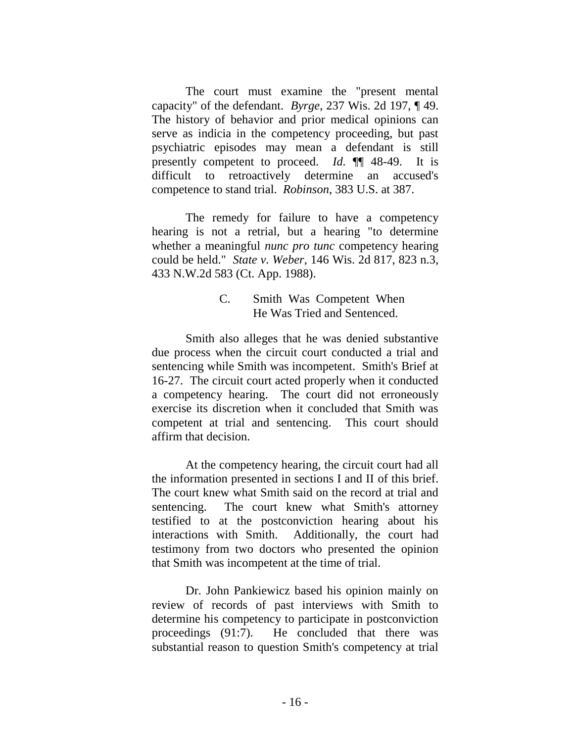The court must examine the "present mental capacity" of the defendant. *Byrge*, 237 Wis. 2d 197, ¶ 49. The history of behavior and prior medical opinions can serve as indicia in the competency proceeding, but past psychiatric episodes may mean a defendant is still presently competent to proceed. *Id.* ¶¶ 48-49. It is difficult to retroactively determine an accused's competence to stand trial. *Robinson*, 383 U.S. at 387.

The remedy for failure to have a competency hearing is not a retrial, but a hearing "to determine whether a meaningful *nunc pro tunc* competency hearing could be held." *State v. Weber*, 146 Wis. 2d 817, 823 n.3, 433 N.W.2d 583 (Ct. App. 1988).

### C. Smith Was Competent When He Was Tried and Sentenced.

Smith also alleges that he was denied substantive due process when the circuit court conducted a trial and sentencing while Smith was incompetent. Smith's Brief at 16-27. The circuit court acted properly when it conducted a competency hearing. The court did not erroneously exercise its discretion when it concluded that Smith was competent at trial and sentencing. This court should affirm that decision.

At the competency hearing, the circuit court had all the information presented in sections I and II of this brief. The court knew what Smith said on the record at trial and sentencing. The court knew what Smith's attorney testified to at the postconviction hearing about his interactions with Smith. Additionally, the court had testimony from two doctors who presented the opinion that Smith was incompetent at the time of trial.

Dr. John Pankiewicz based his opinion mainly on review of records of past interviews with Smith to determine his competency to participate in postconviction proceedings (91:7). He concluded that there was substantial reason to question Smith's competency at trial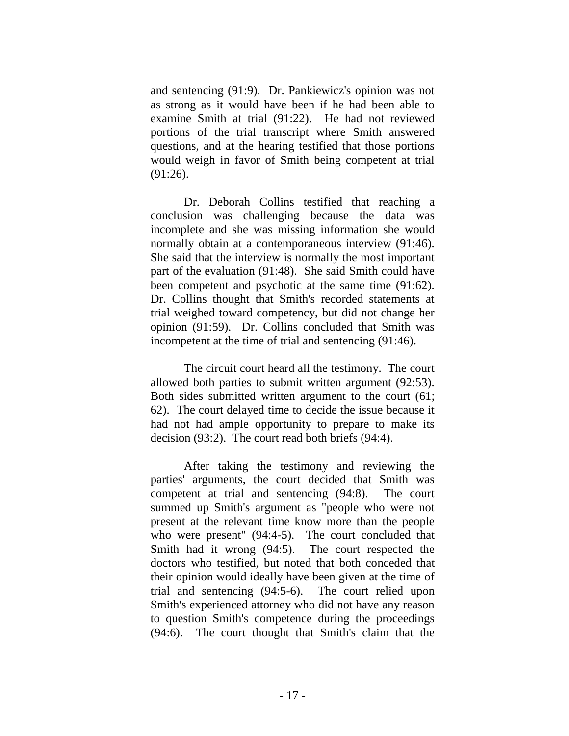and sentencing (91:9). Dr. Pankiewicz's opinion was not as strong as it would have been if he had been able to examine Smith at trial (91:22). He had not reviewed portions of the trial transcript where Smith answered questions, and at the hearing testified that those portions would weigh in favor of Smith being competent at trial (91:26).

Dr. Deborah Collins testified that reaching a conclusion was challenging because the data was incomplete and she was missing information she would normally obtain at a contemporaneous interview (91:46). She said that the interview is normally the most important part of the evaluation (91:48). She said Smith could have been competent and psychotic at the same time (91:62). Dr. Collins thought that Smith's recorded statements at trial weighed toward competency, but did not change her opinion (91:59). Dr. Collins concluded that Smith was incompetent at the time of trial and sentencing (91:46).

The circuit court heard all the testimony. The court allowed both parties to submit written argument (92:53). Both sides submitted written argument to the court (61; 62). The court delayed time to decide the issue because it had not had ample opportunity to prepare to make its decision (93:2). The court read both briefs (94:4).

After taking the testimony and reviewing the parties' arguments, the court decided that Smith was competent at trial and sentencing (94:8). The court summed up Smith's argument as "people who were not present at the relevant time know more than the people who were present" (94:4-5). The court concluded that Smith had it wrong (94:5). The court respected the doctors who testified, but noted that both conceded that their opinion would ideally have been given at the time of trial and sentencing (94:5-6). The court relied upon Smith's experienced attorney who did not have any reason to question Smith's competence during the proceedings (94:6). The court thought that Smith's claim that the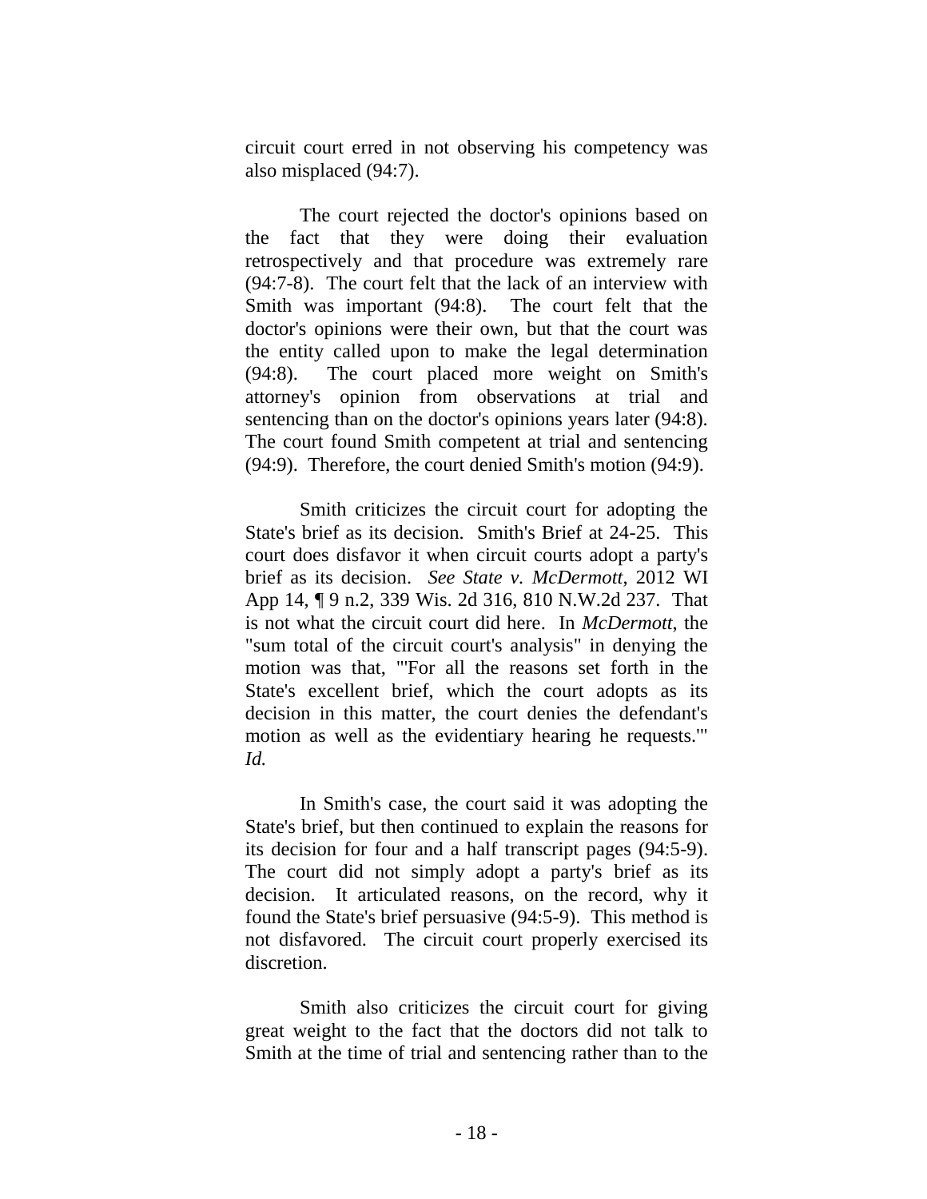circuit court erred in not observing his competency was also misplaced (94:7).

The court rejected the doctor's opinions based on the fact that they were doing their evaluation retrospectively and that procedure was extremely rare (94:7-8). The court felt that the lack of an interview with Smith was important (94:8). The court felt that the doctor's opinions were their own, but that the court was the entity called upon to make the legal determination (94:8). The court placed more weight on Smith's attorney's opinion from observations at trial and sentencing than on the doctor's opinions years later (94:8). The court found Smith competent at trial and sentencing (94:9). Therefore, the court denied Smith's motion (94:9).

Smith criticizes the circuit court for adopting the State's brief as its decision. Smith's Brief at 24-25. This court does disfavor it when circuit courts adopt a party's brief as its decision. *See State v. McDermott*, 2012 WI App 14, ¶ 9 n.2, 339 Wis. 2d 316, 810 N.W.2d 237. That is not what the circuit court did here. In *McDermott*, the "sum total of the circuit court's analysis" in denying the motion was that, "'For all the reasons set forth in the State's excellent brief, which the court adopts as its decision in this matter, the court denies the defendant's motion as well as the evidentiary hearing he requests.'" *Id.*

In Smith's case, the court said it was adopting the State's brief, but then continued to explain the reasons for its decision for four and a half transcript pages (94:5-9). The court did not simply adopt a party's brief as its decision. It articulated reasons, on the record, why it found the State's brief persuasive (94:5-9). This method is not disfavored. The circuit court properly exercised its discretion.

Smith also criticizes the circuit court for giving great weight to the fact that the doctors did not talk to Smith at the time of trial and sentencing rather than to the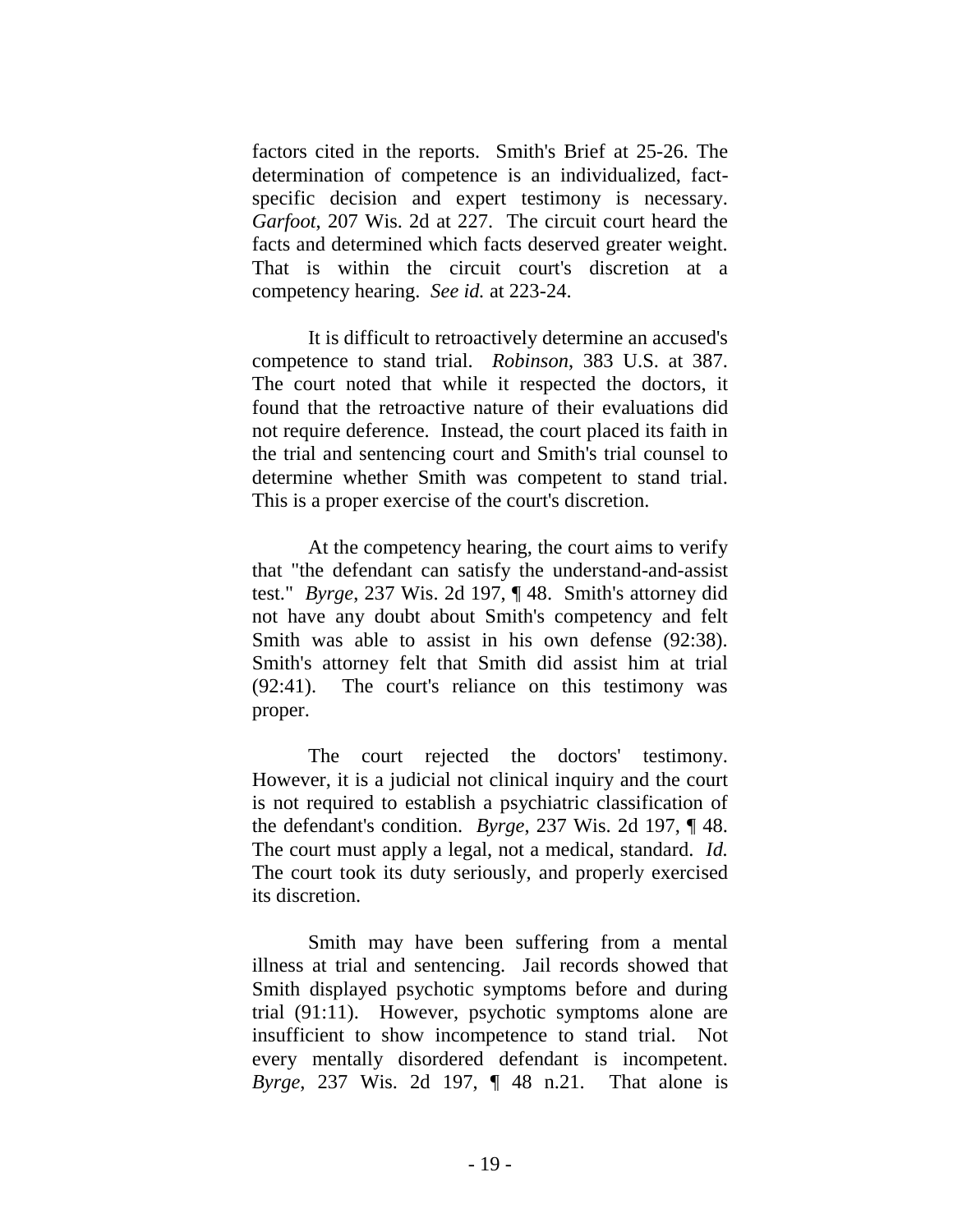factors cited in the reports. Smith's Brief at 25-26. The determination of competence is an individualized, fact-specific decision and expert testimony is necessary. *Garfoot*, 207 Wis. 2d at 227. The circuit court heard the facts and determined which facts deserved greater weight. That is within the circuit court's discretion at a competency hearing. *See id.* at 223-24.

It is difficult to retroactively determine an accused's competence to stand trial. *Robinson*, 383 U.S. at 387. The court noted that while it respected the doctors, it found that the retroactive nature of their evaluations did not require deference. Instead, the court placed its faith in the trial and sentencing court and Smith's trial counsel to determine whether Smith was competent to stand trial. This is a proper exercise of the court's discretion.

At the competency hearing, the court aims to verify that "the defendant can satisfy the understand-and-assist test." *Byrge*, 237 Wis. 2d 197, ¶ 48. Smith's attorney did not have any doubt about Smith's competency and felt Smith was able to assist in his own defense (92:38). Smith's attorney felt that Smith did assist him at trial (92:41). The court's reliance on this testimony was proper.

The court rejected the doctors' testimony. However, it is a judicial not clinical inquiry and the court is not required to establish a psychiatric classification of the defendant's condition. *Byrge*, 237 Wis. 2d 197, ¶ 48. The court must apply a legal, not a medical, standard. *Id.* The court took its duty seriously, and properly exercised its discretion.

Smith may have been suffering from a mental illness at trial and sentencing. Jail records showed that Smith displayed psychotic symptoms before and during trial (91:11). However, psychotic symptoms alone are insufficient to show incompetence to stand trial. Not every mentally disordered defendant is incompetent. *Byrge*, 237 Wis. 2d 197, ¶ 48 n.21. That alone is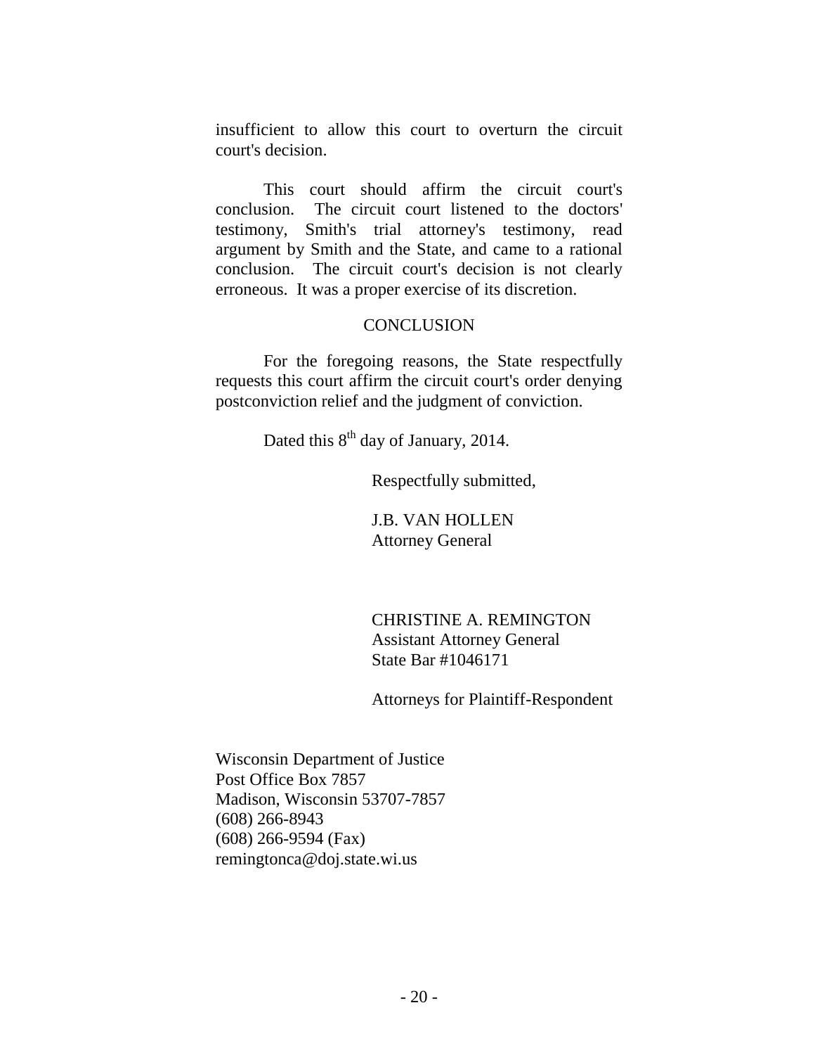insufficient to allow this court to overturn the circuit court's decision.

This court should affirm the circuit court's conclusion. The circuit court listened to the doctors' testimony, Smith's trial attorney's testimony, read argument by Smith and the State, and came to a rational conclusion. The circuit court's decision is not clearly erroneous. It was a proper exercise of its discretion.

## CONCLUSION

For the foregoing reasons, the State respectfully requests this court affirm the circuit court's order denying postconviction relief and the judgment of conviction.

Dated this 8th day of January, 2014.

Respectfully submitted,

J.B. VAN HOLLEN
Attorney General

CHRISTINE A. REMINGTON
Assistant Attorney General
State Bar #1046171

Attorneys for Plaintiff-Respondent

Wisconsin Department of Justice
Post Office Box 7857
Madison, Wisconsin 53707-7857
(608) 266-8943
(608) 266-9594 (Fax)
remingtonca@doj.state.wi.us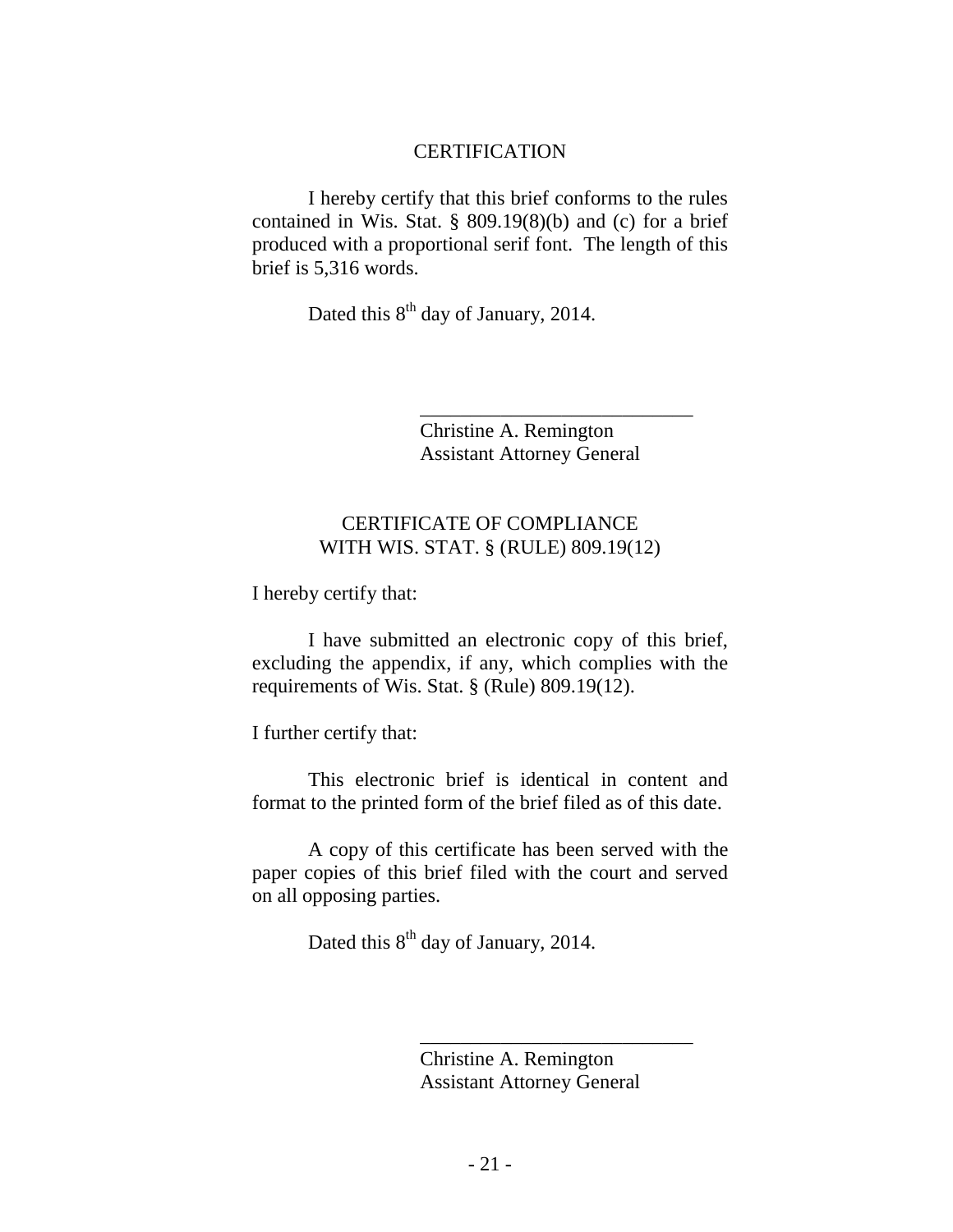## CERTIFICATION

I hereby certify that this brief conforms to the rules contained in Wis. Stat. § 809.19(8)(b) and (c) for a brief produced with a proportional serif font. The length of this brief is 5,316 words.

Dated this 8th day of January, 2014.

\_\_\_\_\_\_\_\_\_\_\_\_\_\_\_\_\_\_\_\_\_\_\_\_\_\_\_\_
Christine A. Remington
Assistant Attorney General

## CERTIFICATE OF COMPLIANCE WITH WIS. STAT. § (RULE) 809.19(12)

I hereby certify that:

I have submitted an electronic copy of this brief, excluding the appendix, if any, which complies with the requirements of Wis. Stat. § (Rule) 809.19(12).

I further certify that:

This electronic brief is identical in content and format to the printed form of the brief filed as of this date.

A copy of this certificate has been served with the paper copies of this brief filed with the court and served on all opposing parties.

Dated this 8th day of January, 2014.

\_\_\_\_\_\_\_\_\_\_\_\_\_\_\_\_\_\_\_\_\_\_\_\_\_\_\_\_
Christine A. Remington
Assistant Attorney General